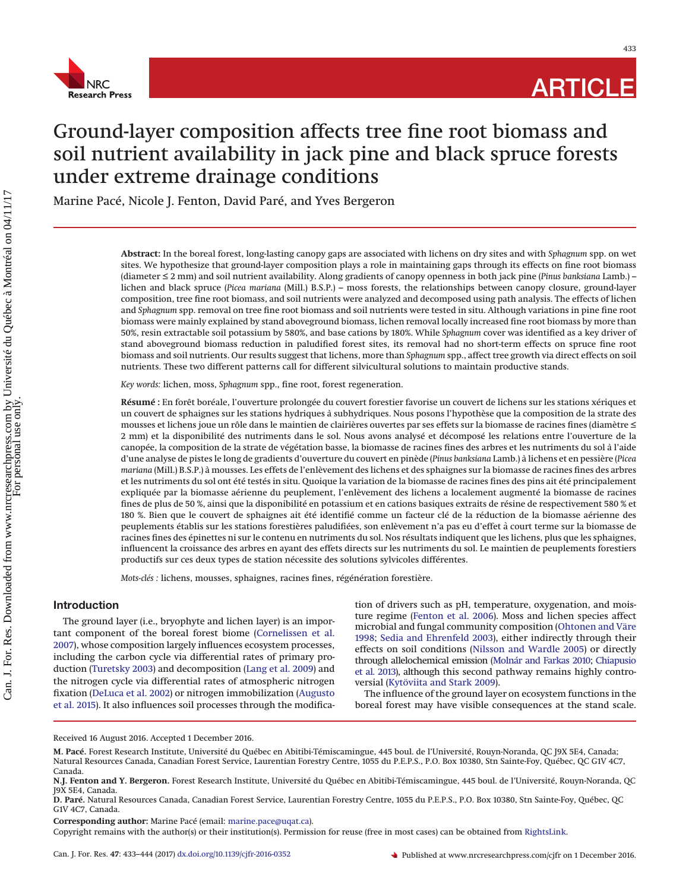# Ground-layer composition affects tree fine root biomass and soil nutrient availability in jack pine and black spruce forests under extreme drainage conditions

Marine Pacé, Nicole J. Fenton, David Paré, and Yves Bergeron

**Abstract:** In the boreal forest, long-lasting canopy gaps are associated with lichens on dry sites and with *Sphagnum* spp. on wet sites. We hypothesize that ground-layer composition plays a role in maintaining gaps through its effects on fine root biomass (diameter ≤ 2 mm) and soil nutrient availability. Along gradients of canopy openness in both jack pine (*Pinus banksiana* Lamb.) – lichen and black spruce (*Picea mariana* (Mill.) B.S.P.) – moss forests, the relationships between canopy closure, ground-layer composition, tree fine root biomass, and soil nutrients were analyzed and decomposed using path analysis. The effects of lichen and *Sphagnum* spp. removal on tree fine root biomass and soil nutrients were tested in situ. Although variations in pine fine root biomass were mainly explained by stand aboveground biomass, lichen removal locally increased fine root biomass by more than 50%, resin extractable soil potassium by 580%, and base cations by 180%. While *Sphagnum* cover was identified as a key driver of stand aboveground biomass reduction in paludified forest sites, its removal had no short-term effects on spruce fine root biomass and soil nutrients. Our results suggest that lichens, more than *Sphagnum* spp., affect tree growth via direct effects on soil nutrients. These two different patterns call for different silvicultural solutions to maintain productive stands.

*Key words:* lichen, moss, *Sphagnum* spp., fine root, forest regeneration.

**Résumé :** En forêt boréale, l'ouverture prolongée du couvert forestier favorise un couvert de lichens sur les stations xériques et un couvert de sphaignes sur les stations hydriques à subhydriques. Nous posons l'hypothèse que la composition de la strate des mousses et lichens joue un rôle dans le maintien de clairières ouvertes par ses effets sur la biomasse de racines fines (diamètre ≤ 2 mm) et la disponibilité des nutriments dans le sol. Nous avons analysé et décomposé les relations entre l'ouverture de la canopée, la composition de la strate de végétation basse, la biomasse de racines fines des arbres et les nutriments du sol à l'aide d'une analyse de pistes le long de gradients d'ouverture du couvert en pinède (*Pinus banksiana* Lamb.) à lichens et en pessière (*Picea mariana* (Mill.) B.S.P.) à mousses. Les effets de l'enlèvement des lichens et des sphaignes sur la biomasse de racines fines des arbres et les nutriments du sol ont été testés in situ. Quoique la variation de la biomasse de racines fines des pins ait été principalement expliquée par la biomasse aérienne du peuplement, l'enlèvement des lichens a localement augmenté la biomasse de racines fines de plus de 50 %, ainsi que la disponibilité en potassium et en cations basiques extraits de résine de respectivement 580 % et 180 %. Bien que le couvert de sphaignes ait été identifié comme un facteur clé de la réduction de la biomasse aérienne des peuplements établis sur les stations forestières paludifiées, son enlèvement n'a pas eu d'effet à court terme sur la biomasse de racines fines des épinettes ni sur le contenu en nutriments du sol. Nos résultats indiquent que les lichens, plus que les sphaignes, influencent la croissance des arbres en ayant des effets directs sur les nutriments du sol. Le maintien de peuplements forestiers productifs sur ces deux types de station nécessite des solutions sylvicoles différentes.

*Mots-clés :* lichens, mousses, sphaignes, racines fines, régénération forestière.

## Introduction

The ground layer (i.e., bryophyte and lichen layer) is an important component of the boreal forest biome (Cornelissen et al. 2007), whose composition largely influences ecosystem processes, including the carbon cycle via differential rates of primary production (Turetsky 2003) and decomposition (Lang et al. 2009) and the nitrogen cycle via differential rates of atmospheric nitrogen fixation (DeLuca et al. 2002) or nitrogen immobilization (Augusto et al. 2015). It also influences soil processes through the modification of drivers such as pH, temperature, oxygenation, and moisture regime (Fenton et al. 2006). Moss and lichen species affect microbial and fungal community composition (Ohtonen and Väre 1998; Sedia and Ehrenfeld 2003), either indirectly through their effects on soil conditions (Nilsson and Wardle 2005) or directly through allelochemical emission (Molnár and Farkas 2010; Chiapusio et al. 2013), although this second pathway remains highly controversial (Kytöviita and Stark 2009).

The influence of the ground layer on ecosystem functions in the boreal forest may have visible consequences at the stand scale.

Received 16 August 2016. Accepted 1 December 2016.

**M. Pacé.** Forest Research Institute, Université du Québec en Abitibi-Témiscamingue, 445 boul. de l'Université, Rouyn-Noranda, QC J9X 5E4, Canada; Natural Resources Canada, Canadian Forest Service, Laurentian Forestry Centre, 1055 du P.E.P.S., P.O. Box 10380, Stn Sainte-Foy, Québec, QC G1V 4C7, Canada.

**N.J. Fenton and Y. Bergeron.** Forest Research Institute, Université du Québec en Abitibi-Témiscamingue, 445 boul. de l'Université, Rouyn-Noranda, QC J9X 5E4, Canada.

**D. Paré.** Natural Resources Canada, Canadian Forest Service, Laurentian Forestry Centre, 1055 du P.E.P.S., P.O. Box 10380, Stn Sainte-Foy, Québec, QC G1V 4C7, Canada.

**Corresponding author:** Marine Pacé (email: marine.pace@uqat.ca).

Copyright remains with the author(s) or their institution(s). Permission for reuse (free in most cases) can be obtained from RightsLink.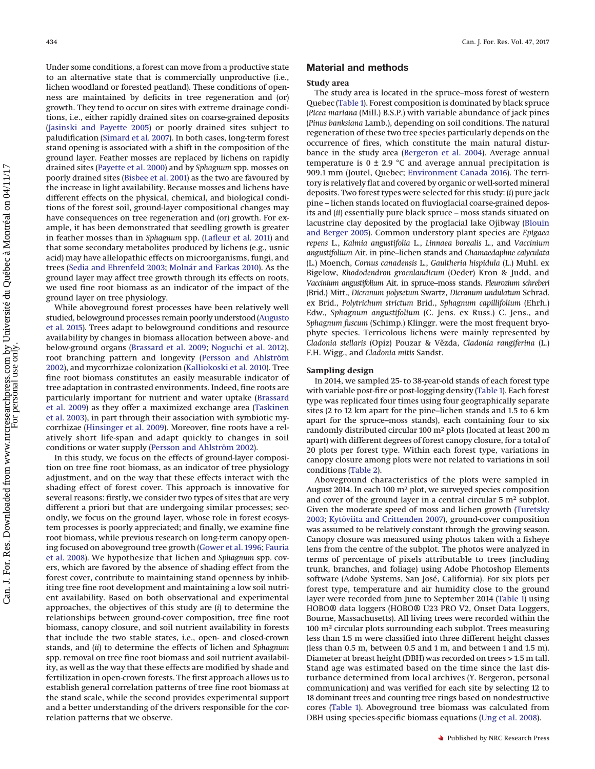Under some conditions, a forest can move from a productive state to an alternative state that is commercially unproductive (i.e., lichen woodland or forested peatland). These conditions of openness are maintained by deficits in tree regeneration and (or) growth. They tend to occur on sites with extreme drainage conditions, i.e., either rapidly drained sites on coarse-grained deposits (Jasinski and Payette 2005) or poorly drained sites subject to paludification (Simard et al. 2007). In both cases, long-term forest stand opening is associated with a shift in the composition of the ground layer. Feather mosses are replaced by lichens on rapidly drained sites (Payette et al. 2000) and by *Sphagnum* spp. mosses on poorly drained sites (Bisbee et al. 2001) as the two are favoured by the increase in light availability. Because mosses and lichens have different effects on the physical, chemical, and biological conditions of the forest soil, ground-layer compositional changes may have consequences on tree regeneration and (or) growth. For example, it has been demonstrated that seedling growth is greater in feather mosses than in *Sphagnum* spp. (Lafleur et al. 2011) and that some secondary metabolites produced by lichens (e.g., usnic acid) may have allelopathic effects on microorganisms, fungi, and trees (Sedia and Ehrenfeld 2003; Molnár and Farkas 2010). As the ground layer may affect tree growth through its effects on roots, we used fine root biomass as an indicator of the impact of the ground layer on tree physiology.

While aboveground forest processes have been relatively well studied, belowground processes remain poorly understood (Augusto et al. 2015). Trees adapt to belowground conditions and resource availability by changes in biomass allocation between above- and below-ground organs (Brassard et al. 2009; Noguchi et al. 2012), root branching pattern and longevity (Persson and Ahlström 2002), and mycorrhizae colonization (Kalliokoski et al. 2010). Tree fine root biomass constitutes an easily measurable indicator of tree adaptation in contrasted environments. Indeed, fine roots are particularly important for nutrient and water uptake (Brassard et al. 2009) as they offer a maximized exchange area (Taskinen et al. 2003), in part through their association with symbiotic mycorrhizae (Hinsinger et al. 2009). Moreover, fine roots have a relatively short life-span and adapt quickly to changes in soil conditions or water supply (Persson and Ahlström 2002).

In this study, we focus on the effects of ground-layer composition on tree fine root biomass, as an indicator of tree physiology adjustment, and on the way that these effects interact with the shading effect of forest cover. This approach is innovative for several reasons: firstly, we consider two types of sites that are very different a priori but that are undergoing similar processes; secondly, we focus on the ground layer, whose role in forest ecosystem processes is poorly appreciated; and finally, we examine fine root biomass, while previous research on long-term canopy opening focused on aboveground tree growth (Gower et al. 1996; Fauria et al. 2008). We hypothesize that lichen and *Sphagnum* spp. covers, which are favored by the absence of shading effect from the forest cover, contribute to maintaining stand openness by inhibiting tree fine root development and maintaining a low soil nutrient availability. Based on both observational and experimental approaches, the objectives of this study are (*i*) to determine the relationships between ground-cover composition, tree fine root biomass, canopy closure, and soil nutrient availability in forests that include the two stable states, i.e., open- and closed-crown stands, and (*ii*) to determine the effects of lichen and *Sphagnum* spp. removal on tree fine root biomass and soil nutrient availability, as well as the way that these effects are modified by shade and fertilization in open-crown forests. The first approach allows us to establish general correlation patterns of tree fine root biomass at the stand scale, while the second provides experimental support and a better understanding of the drivers responsible for the correlation patterns that we observe.

## Material and methods

### Study area

The study area is located in the spruce–moss forest of western Quebec (Table 1). Forest composition is dominated by black spruce (*Picea mariana* (Mill.) B.S.P.) with variable abundance of jack pines (*Pinus banksiana* Lamb.), depending on soil conditions. The natural regeneration of these two tree species particularly depends on the occurrence of fires, which constitute the main natural disturbance in the study area (Bergeron et al. 2004). Average annual temperature is 0 ± 2.9 °C and average annual precipitation is 909.1 mm (Joutel, Quebec; Environment Canada 2016). The territory is relatively flat and covered by organic or well-sorted mineral deposits. Two forest types were selected for this study: (*i*) pure jack pine – lichen stands located on fluvioglacial coarse-grained deposits and (*ii*) essentially pure black spruce – moss stands situated on lacustrine clay deposited by the proglacial lake Ojibway (Blouin and Berger 2005). Common understory plant species are *Epigaea repens* L., *Kalmia angustifolia* L., *Linnaea borealis* L., and *Vaccinium angustifolium* Ait. in pine–lichen stands and *Chamaedaphne calyculata* (L.) Moench, *Cornus canadensis* L., *Gaultheria hispidula* (L.) Muhl. ex Bigelow, *Rhododendron groenlandicum* (Oeder) Kron & Judd, and *Vaccinium angustifolium* Ait. in spruce–moss stands. *Pleurozium schreberi* (Brid.) Mitt., *Dicranum polysetum* Swartz, *Dicranum undulatum* Schrad. ex Brid., *Polytrichum strictum* Brid., *Sphagnum capillifolium* (Ehrh.) Edw., *Sphagnum angustifolium* (C. Jens. ex Russ.) C. Jens., and *Sphagnum fuscum* (Schimp.) Klinggr. were the most frequent bryophyte species. Terricolous lichens were mainly represented by *Cladonia stellaris* (Opiz) Pouzar & Vězda, *Cladonia rangiferina* (L.) F.H. Wigg., and *Cladonia mitis* Sandst.

### Sampling design

In 2014, we sampled 25- to 38-year-old stands of each forest type with variable post-fire or post-logging density (Table 1). Each forest type was replicated four times using four geographically separate sites (2 to 12 km apart for the pine–lichen stands and 1.5 to 6 km apart for the spruce–moss stands), each containing four to six randomly distributed circular 100 m² plots (located at least 200 m apart) with different degrees of forest canopy closure, for a total of 20 plots per forest type. Within each forest type, variations in canopy closure among plots were not related to variations in soil conditions (Table 2).

Aboveground characteristics of the plots were sampled in August 2014. In each 100 m² plot, we surveyed species composition and cover of the ground layer in a central circular 5 m² subplot. Given the moderate speed of moss and lichen growth (Turetsky 2003; Kytöviita and Crittenden 2007), ground-cover composition was assumed to be relatively constant through the growing season. Canopy closure was measured using photos taken with a fisheye lens from the centre of the subplot. The photos were analyzed in terms of percentage of pixels attributable to trees (including trunk, branches, and foliage) using Adobe Photoshop Elements software (Adobe Systems, San José, California). For six plots per forest type, temperature and air humidity close to the ground layer were recorded from June to September 2014 (Table 1) using HOBO® data loggers (HOBO® U23 PRO V2, Onset Data Loggers, Bourne, Massachusetts). All living trees were recorded within the 100 m² circular plots surrounding each subplot. Trees measuring less than 1.5 m were classified into three different height classes (less than 0.5 m, between 0.5 and 1 m, and between 1 and 1.5 m). Diameter at breast height (DBH) was recorded on trees > 1.5 m tall. Stand age was estimated based on the time since the last disturbance determined from local archives (Y. Bergeron, personal communication) and was verified for each site by selecting 12 to 18 dominant trees and counting tree rings based on nondestructive cores (Table 1). Aboveground tree biomass was calculated from DBH using species-specific biomass equations (Ung et al. 2008).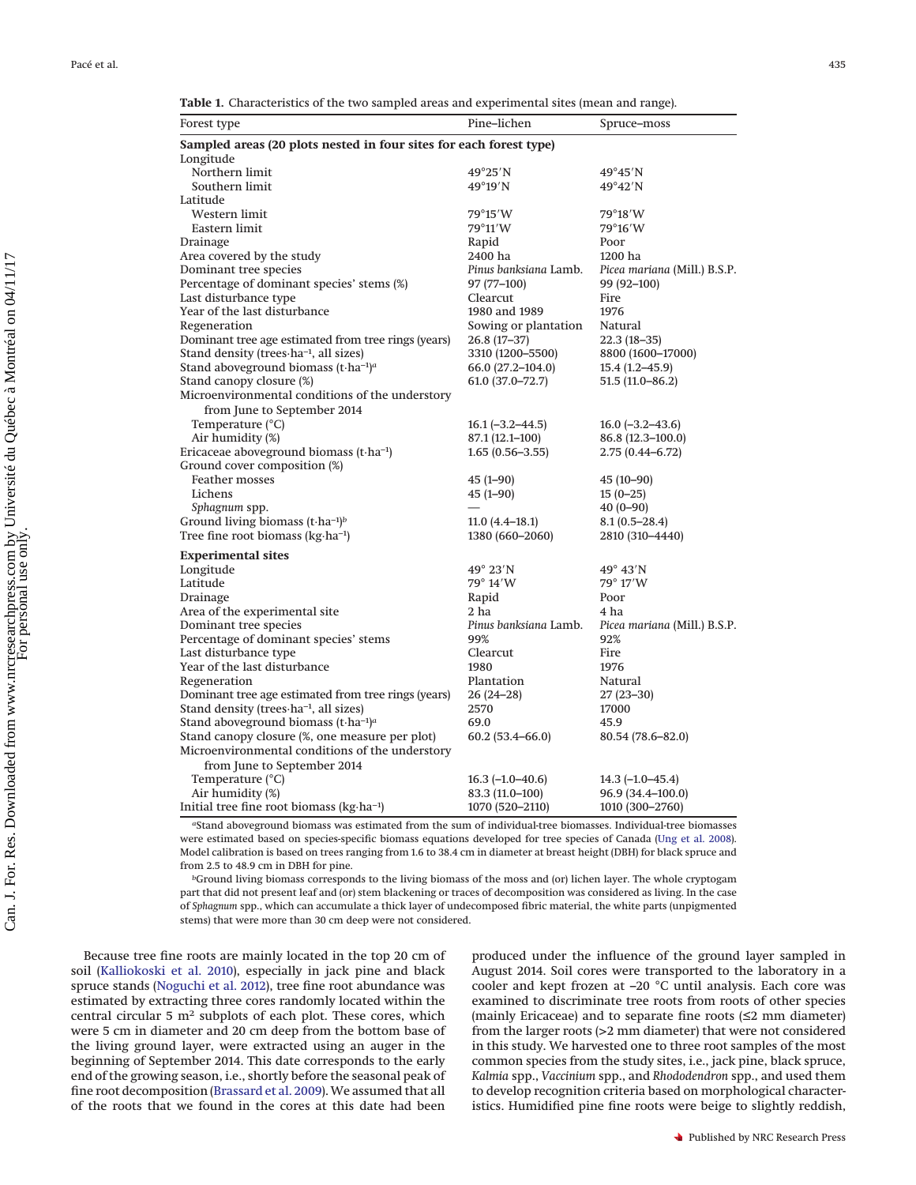**Table 1.** Characteristics of the two sampled areas and experimental sites (mean and range).

| Forest type | Pine–lichen | Spruce–moss |
|---|---|---|
| **Sampled areas (20 plots nested in four sites for each forest type)** | | |
| Longitude | | |
| Northern limit | 49°25′N | 49°45′N |
| Southern limit | 49°19′N | 49°42′N |
| Latitude | | |
| Western limit | 79°15′W | 79°18′W |
| Eastern limit | 79°11′W | 79°16′W |
| Drainage | Rapid | Poor |
| Area covered by the study | 2400 ha | 1200 ha |
| Dominant tree species | *Pinus banksiana* Lamb. | *Picea mariana* (Mill.) B.S.P. |
| Percentage of dominant species' stems (%) | 97 (77–100) | 99 (92–100) |
| Last disturbance type | Clearcut | Fire |
| Year of the last disturbance | 1980 and 1989 | 1976 |
| Regeneration | Sowing or plantation | Natural |
| Dominant tree age estimated from tree rings (years) | 26.8 (17–37) | 22.3 (18–35) |
| Stand density (trees·ha$^{-1}$, all sizes) | 3310 (1200–5500) | 8800 (1600–17000) |
| Stand aboveground biomass (t·ha$^{-1}$)[a] | 66.0 (27.2–104.0) | 15.4 (1.2–45.9) |
| Stand canopy closure (%) | 61.0 (37.0–72.7) | 51.5 (11.0–86.2) |
| Microenvironmental conditions of the understory from June to September 2014 | | |
| Temperature (°C) | 16.1 (–3.2–44.5) | 16.0 (–3.2–43.6) |
| Air humidity (%) | 87.1 (12.1–100) | 86.8 (12.3–100.0) |
| Ericaceae aboveground biomass (t·ha$^{-1}$) | 1.65 (0.56–3.55) | 2.75 (0.44–6.72) |
| Ground cover composition (%) | | |
| Feather mosses | 45 (1–90) | 45 (10–90) |
| Lichens | 45 (1–90) | 15 (0–25) |
| *Sphagnum* spp. | — | 40 (0–90) |
| Ground living biomass (t·ha$^{-1}$)[b] | 11.0 (4.4–18.1) | 8.1 (0.5–28.4) |
| Tree fine root biomass (kg·ha$^{-1}$) | 1380 (660–2060) | 2810 (310–4440) |
| **Experimental sites** | | |
| Longitude | 49° 23′N | 49° 43′N |
| Latitude | 79° 14′W | 79° 17′W |
| Drainage | Rapid | Poor |
| Area of the experimental site | 2 ha | 4 ha |
| Dominant tree species | *Pinus banksiana* Lamb. | *Picea mariana* (Mill.) B.S.P. |
| Percentage of dominant species' stems | 99% | 92% |
| Last disturbance type | Clearcut | Fire |
| Year of the last disturbance | 1980 | 1976 |
| Regeneration | Plantation | Natural |
| Dominant tree age estimated from tree rings (years) | 26 (24–28) | 27 (23–30) |
| Stand density (trees·ha$^{-1}$, all sizes) | 2570 | 17000 |
| Stand aboveground biomass (t·ha$^{-1}$)[a] | 69.0 | 45.9 |
| Stand canopy closure (%, one measure per plot) | 60.2 (53.4–66.0) | 80.54 (78.6–82.0) |
| Microenvironmental conditions of the understory from June to September 2014 | | |
| Temperature (°C) | 16.3 (–1.0–40.6) | 14.3 (–1.0–45.4) |
| Air humidity (%) | 83.3 (11.0–100) | 96.9 (34.4–100.0) |
| Initial tree fine root biomass (kg·ha$^{-1}$) | 1070 (520–2110) | 1010 (300–2760) |

[a]Stand aboveground biomass was estimated from the sum of individual-tree biomasses. Individual-tree biomasses were estimated based on species-specific biomass equations developed for tree species of Canada (Ung et al. 2008). Model calibration is based on trees ranging from 1.6 to 38.4 cm in diameter at breast height (DBH) for black spruce and from 2.5 to 48.9 cm in DBH for pine.

[b]Ground living biomass corresponds to the living biomass of the moss and (or) lichen layer. The whole cryptogam part that did not present leaf and (or) stem blackening or traces of decomposition was considered as living. In the case of *Sphagnum* spp., which can accumulate a thick layer of undecomposed fibric material, the white parts (unpigmented stems) that were more than 30 cm deep were not considered.

Because tree fine roots are mainly located in the top 20 cm of soil (Kalliokoski et al. 2010), especially in jack pine and black spruce stands (Noguchi et al. 2012), tree fine root abundance was estimated by extracting three cores randomly located within the central circular 5 m² subplots of each plot. These cores, which were 5 cm in diameter and 20 cm deep from the bottom base of the living ground layer, were extracted using an auger in the beginning of September 2014. This date corresponds to the early end of the growing season, i.e., shortly before the seasonal peak of fine root decomposition (Brassard et al. 2009). We assumed that all of the roots that we found in the cores at this date had been produced under the influence of the ground layer sampled in August 2014. Soil cores were transported to the laboratory in a cooler and kept frozen at –20 °C until analysis. Each core was examined to discriminate tree roots from roots of other species (mainly Ericaceae) and to separate fine roots (≤2 mm diameter) from the larger roots (>2 mm diameter) that were not considered in this study. We harvested one to three root samples of the most common species from the study sites, i.e., jack pine, black spruce, *Kalmia* spp., *Vaccinium* spp., and *Rhododendron* spp., and used them to develop recognition criteria based on morphological characteristics. Humidified pine fine roots were beige to slightly reddish,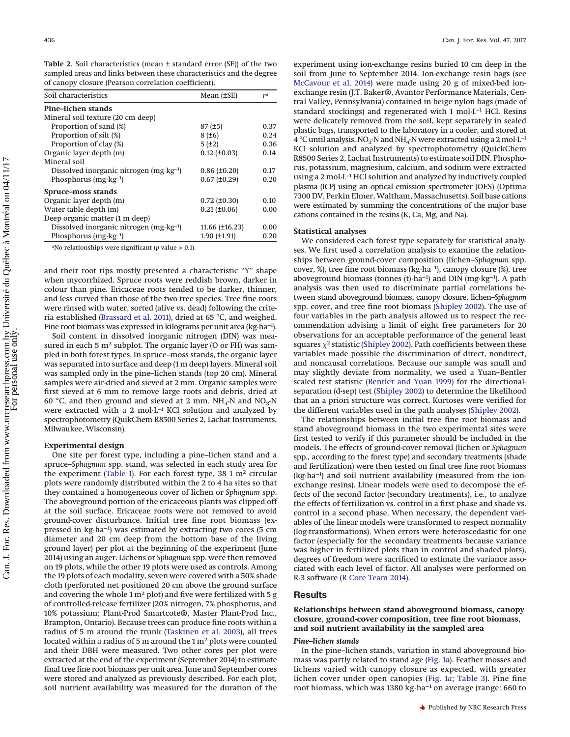**Table 2.** Soil characteristics (mean ± standard error (SE)) of the two sampled areas and links between these characteristics and the degree of canopy closure (Pearson correlation coefficient).

| Soil characteristics | Mean (±SE) | $r^a$ |
|---|---|---|
| **Pine–lichen stands** | | |
| Mineral soil texture (20 cm deep) | | |
| Proportion of sand (%) | 87 (±5) | 0.37 |
| Proportion of silt (%) | 8 (±6) | 0.24 |
| Proportion of clay (%) | 5 (±2) | 0.36 |
| Organic layer depth (m) | 0.12 (±0.03) | 0.14 |
| Mineral soil | | |
| Dissolved inorganic nitrogen (mg·kg$^{-1}$) | 0.86 (±0.20) | 0.17 |
| Phosphorus (mg·kg$^{-1}$) | 0.67 (±0.29) | 0.20 |
| **Spruce–moss stands** | | |
| Organic layer depth (m) | 0.72 (±0.30) | 0.10 |
| Water table depth (m) | 0.21 (±0.06) | 0.00 |
| Deep organic matter (1 m deep) | | |
| Dissolved inorganic nitrogen (mg·kg$^{-1}$) | 11.66 (±16.23) | 0.00 |
| Phosphorus (mg·kg$^{-1}$) | 1.90 (±1.91) | 0.20 |

[a]No relationships were significant ($p$ value > 0.1).

and their root tips mostly presented a characteristic "Y" shape when mycorrhized. Spruce roots were reddish brown, darker in colour than pine. Ericaceae roots tended to be darker, thinner, and less curved than those of the two tree species. Tree fine roots were rinsed with water, sorted (alive vs. dead) following the criteria established (Brassard et al. 2011), dried at 65 °C, and weighed. Fine root biomass was expressed in kilograms per unit area (kg·ha$^{-1}$).

Soil content in dissolved inorganic nitrogen (DIN) was measured in each 5 m$^2$ subplot. The organic layer (O or FH) was sampled in both forest types. In spruce–moss stands, the organic layer was separated into surface and deep (1 m deep) layers. Mineral soil was sampled only in the pine–lichen stands (top 20 cm). Mineral samples were air-dried and sieved at 2 mm. Organic samples were first sieved at 6 mm to remove large roots and debris, dried at 60 °C, and then ground and sieved at 2 mm. $NH_4$-N and $NO_3$-N were extracted with a 2 mol·L$^{-1}$ KCl solution and analyzed by spectrophotometry (QuikChem R8500 Series 2, Lachat Instruments, Milwaukee, Wisconsin).

### Experimental design

One site per forest type, including a pine–lichen stand and a spruce–*Sphagnum* spp. stand, was selected in each study area for the experiment (Table 1). For each forest type, 38 1 m$^2$ circular plots were randomly distributed within the 2 to 4 ha sites so that they contained a homogeneous cover of lichen or *Sphagnum* spp. The aboveground portion of the ericaceous plants was clipped off at the soil surface. Ericaceae roots were not removed to avoid ground-cover disturbance. Initial tree fine root biomass (expressed in kg·ha$^{-1}$) was estimated by extracting two cores (5 cm diameter and 20 cm deep from the bottom base of the living ground layer) per plot at the beginning of the experiment (June 2014) using an auger. Lichens or *Sphagnum* spp. were then removed on 19 plots, while the other 19 plots were used as controls. Among the 19 plots of each modality, seven were covered with a 50% shade cloth (perforated net positioned 20 cm above the ground surface and covering the whole 1 m$^2$ plot) and five were fertilized with 5 g of controlled-release fertilizer (20% nitrogen, 7% phosphorus, and 10% potassium; Plant-Prod Smartcote®, Master Plant-Prod Inc., Brampton, Ontario). Because trees can produce fine roots within a radius of 5 m around the trunk (Taskinen et al. 2003), all trees located within a radius of 5 m around the 1 m$^2$ plots were counted and their DBH were measured. Two other cores per plot were extracted at the end of the experiment (September 2014) to estimate final tree fine root biomass per unit area. June and September cores were stored and analyzed as previously described. For each plot, soil nutrient availability was measured for the duration of the experiment using ion-exchange resins buried 10 cm deep in the soil from June to September 2014. Ion-exchange resin bags (see McCavour et al. 2014) were made using 20 g of mixed-bed ion-exchange resin (J.T. Baker®, Avantor Performance Materials, Central Valley, Pennsylvania) contained in beige nylon bags (made of standard stockings) and regenerated with 1 mol·L$^{-1}$ HCl. Resins were delicately removed from the soil, kept separately in sealed plastic bags, transported to the laboratory in a cooler, and stored at 4 °C until analysis. $NO_3$-N and $NH_4$-N were extracted using a 2 mol·L$^{-1}$ KCl solution and analyzed by spectrophotometry (QuickChem R8500 Series 2, Lachat Instruments) to estimate soil DIN. Phosphorus, potassium, magnesium, calcium, and sodium were extracted using a 2 mol·L$^{-1}$ HCl solution and analyzed by inductively coupled plasma (ICP) using an optical emission spectrometer (OES) (Optima 7300 DV, Perkin Elmer, Waltham, Massachusetts). Soil base cations were estimated by summing the concentrations of the major base cations contained in the resins (K, Ca, Mg, and Na).

### Statistical analyses

We considered each forest type separately for statistical analyses. We first used a correlation analysis to examine the relationships between ground-cover composition (lichen–*Sphagnum* spp. cover, %), tree fine root biomass (kg·ha$^{-1}$), canopy closure (%), tree aboveground biomass (tonnes (t)·ha$^{-1}$) and DIN (mg·kg$^{-1}$). A path analysis was then used to discriminate partial correlations between stand aboveground biomass, canopy closure, lichen–*Sphagnum* spp. cover, and tree fine root biomass (Shipley 2002). The use of four variables in the path analysis allowed us to respect the recommendation advising a limit of eight free parameters for 20 observations for an acceptable performance of the general least squares $\chi^2$ statistic (Shipley 2002). Path coefficients between these variables made possible the discrimination of direct, nondirect, and noncausal correlations. Because our sample was small and may slightly deviate from normality, we used a Yuan–Bentler scaled test statistic (Bentler and Yuan 1999) for the directional-separation (d-sep) test (Shipley 2002) to determine the likelihood that an a priori structure was correct. Kurtoses were verified for the different variables used in the path analyses (Shipley 2002).

The relationships between initial tree fine root biomass and stand aboveground biomass in the two experimental sites were first tested to verify if this parameter should be included in the models. The effects of ground-cover removal (lichen or *Sphagnum* spp., according to the forest type) and secondary treatments (shade and fertilization) were then tested on final tree fine root biomass (kg·ha$^{-1}$) and soil nutrient availability (measured from the ion-exchange resins). Linear models were used to decompose the effects of the second factor (secondary treatments), i.e., to analyze the effects of fertilization vs. control in a first phase and shade vs. control in a second phase. When necessary, the dependent variables of the linear models were transformed to respect normality (log-transformations). When errors were heteroscedastic for one factor (especially for the secondary treatments because variance was higher in fertilized plots than in control and shaded plots), degrees of freedom were sacrificed to estimate the variance associated with each level of factor. All analyses were performed on R-3 software (R Core Team 2014).

## Results

### Relationships between stand aboveground biomass, canopy closure, ground-cover composition, tree fine root biomass, and soil nutrient availability in the sampled area

#### *Pine–lichen stands*

In the pine–lichen stands, variation in stand aboveground biomass was partly related to stand age (Fig. 1*a*). Feather mosses and lichens varied with canopy closure as expected, with greater lichen cover under open canopies (Fig. 1*a*; Table 3). Pine fine root biomass, which was 1380 kg·ha$^{-1}$ on average (range: 660 to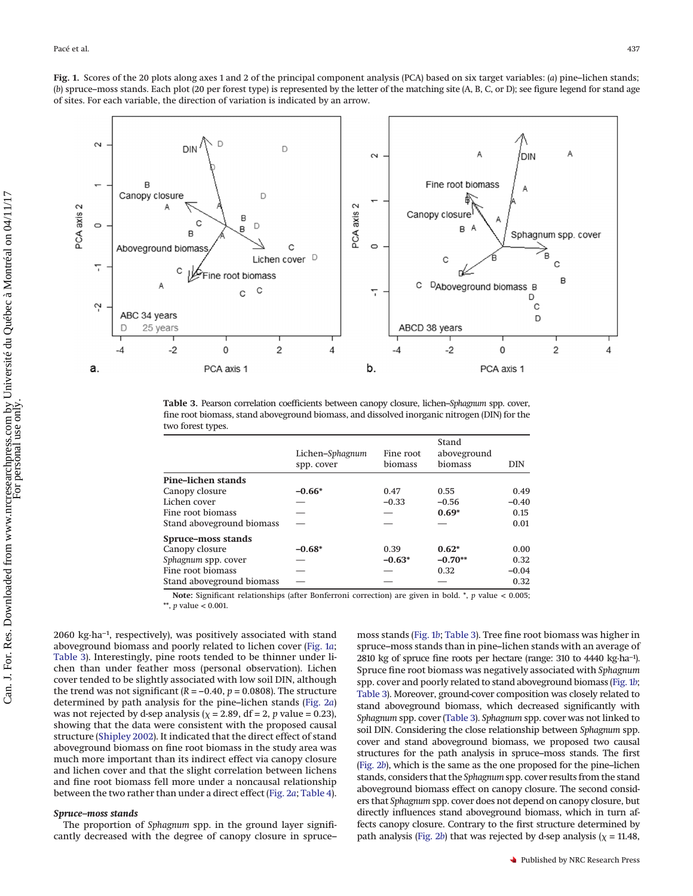**Fig. 1.** Scores of the 20 plots along axes 1 and 2 of the principal component analysis (PCA) based on six target variables: (*a*) pine–lichen stands; (*b*) spruce–moss stands. Each plot (20 per forest type) is represented by the letter of the matching site (A, B, C, or D); see figure legend for stand age of sites. For each variable, the direction of variation is indicated by an arrow.

**Table 3.** Pearson correlation coefficients between canopy closure, lichen–*Sphagnum* spp. cover, fine root biomass, stand aboveground biomass, and dissolved inorganic nitrogen (DIN) for the two forest types.

| | Lichen–*Sphagnum* spp. cover | Fine root biomass | Stand aboveground biomass | DIN |
|---|---|---|---|---|
| **Pine–lichen stands** | | | | |
| Canopy closure | **−0.66*** | 0.47 | 0.55 | 0.49 |
| Lichen cover | — | −0.33 | −0.56 | −0.40 |
| Fine root biomass | — | — | **0.69*** | 0.15 |
| Stand aboveground biomass | — | — | — | 0.01 |
| **Spruce–moss stands** | | | | |
| Canopy closure | **−0.68*** | 0.39 | **0.62*** | 0.00 |
| *Sphagnum* spp. cover | — | **−0.63*** | **−0.70**** | 0.32 |
| Fine root biomass | — | — | 0.32 | −0.04 |
| Stand aboveground biomass | — | — | — | 0.32 |

**Note:** Significant relationships (after Bonferroni correction) are given in bold. *, *p* value < 0.005; **, *p* value < 0.001.

2060 kg·ha$^{-1}$, respectively), was positively associated with stand aboveground biomass and poorly related to lichen cover (Fig. 1*a*; Table 3). Interestingly, pine roots tended to be thinner under lichen than under feather moss (personal observation). Lichen cover tended to be slightly associated with low soil DIN, although the trend was not significant ($R = -0.40$, $p = 0.0808$). The structure determined by path analysis for the pine–lichen stands (Fig. 2*a*) was not rejected by d-sep analysis ($\chi = 2.89$, df = 2, $p$ value = 0.23), showing that the data were consistent with the proposed causal structure (Shipley 2002). It indicated that the direct effect of stand aboveground biomass on fine root biomass in the study area was much more important than its indirect effect via canopy closure and lichen cover and that the slight correlation between lichens and fine root biomass fell more under a noncausal relationship between the two rather than under a direct effect (Fig. 2*a*; Table 4).

### Spruce–moss stands

The proportion of *Sphagnum* spp. in the ground layer significantly decreased with the degree of canopy closure in spruce–moss stands (Fig. 1*b*; Table 3). Tree fine root biomass was higher in spruce–moss stands than in pine–lichen stands with an average of 2810 kg of spruce fine roots per hectare (range: 310 to 4440 kg·ha$^{-1}$). Spruce fine root biomass was negatively associated with *Sphagnum* spp. cover and poorly related to stand aboveground biomass (Fig. 1*b*; Table 3). Moreover, ground-cover composition was closely related to stand aboveground biomass, which decreased significantly with *Sphagnum* spp. cover (Table 3). *Sphagnum* spp. cover was not linked to soil DIN. Considering the close relationship between *Sphagnum* spp. cover and stand aboveground biomass, we proposed two causal structures for the path analysis in spruce–moss stands. The first (Fig. 2*b*), which is the same as the one proposed for the pine–lichen stands, considers that the *Sphagnum* spp. cover results from the stand aboveground biomass effect on canopy closure. The second considers that *Sphagnum* spp. cover does not depend on canopy closure, but directly influences stand aboveground biomass, which in turn affects canopy closure. Contrary to the first structure determined by path analysis (Fig. 2*b*) that was rejected by d-sep analysis ($\chi = 11.48$,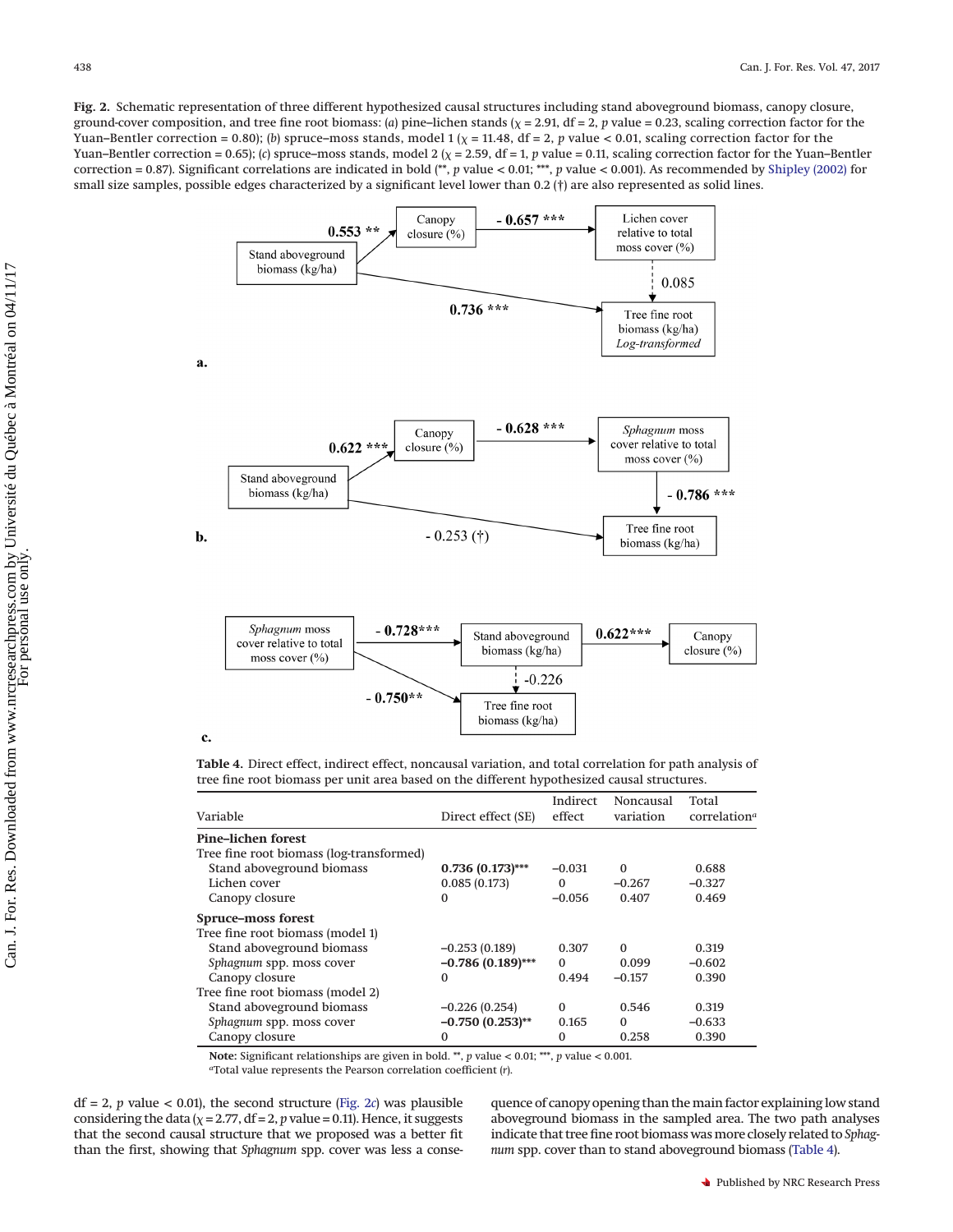**Fig. 2.** Schematic representation of three different hypothesized causal structures including stand aboveground biomass, canopy closure, ground-cover composition, and tree fine root biomass: (*a*) pine–lichen stands ($\chi$ = 2.91, df = 2, *p* value = 0.23, scaling correction factor for the Yuan–Bentler correction = 0.80); (*b*) spruce–moss stands, model 1 ($\chi$ = 11.48, df = 2, *p* value < 0.01, scaling correction factor for the Yuan–Bentler correction = 0.65); (*c*) spruce–moss stands, model 2 ($\chi$ = 2.59, df = 1, *p* value = 0.11, scaling correction factor for the Yuan–Bentler correction = 0.87). Significant correlations are indicated in bold (**, *p* value < 0.01; ***, *p* value < 0.001). As recommended by Shipley (2002) for small size samples, possible edges characterized by a significant level lower than 0.2 (†) are also represented as solid lines.

**Table 4.** Direct effect, indirect effect, noncausal variation, and total correlation for path analysis of tree fine root biomass per unit area based on the different hypothesized causal structures.

| Variable | Direct effect (SE) | Indirect effect | Noncausal variation | Total correlation[a] |
|---|---|---|---|---|
| **Pine–lichen forest** | | | | |
| Tree fine root biomass (log-transformed) | | | | |
| Stand aboveground biomass | **0.736 (0.173)*** ** | −0.031 | 0 | 0.688 |
| Lichen cover | 0.085 (0.173) | 0 | −0.267 | −0.327 |
| Canopy closure | 0 | −0.056 | 0.407 | 0.469 |
| **Spruce–moss forest** | | | | |
| Tree fine root biomass (model 1) | | | | |
| Stand aboveground biomass | −0.253 (0.189) | 0.307 | 0 | 0.319 |
| *Sphagnum* spp. moss cover | **−0.786 (0.189)*** ** | 0 | 0.099 | −0.602 |
| Canopy closure | 0 | 0.494 | −0.157 | 0.390 |
| Tree fine root biomass (model 2) | | | | |
| Stand aboveground biomass | −0.226 (0.254) | 0 | 0.546 | 0.319 |
| *Sphagnum* spp. moss cover | **−0.750 (0.253)** ** | 0.165 | 0 | −0.633 |
| Canopy closure | 0 | 0 | 0.258 | 0.390 |

**Note:** Significant relationships are given in bold. **, *p* value < 0.01; ***, *p* value < 0.001.
[a]Total value represents the Pearson correlation coefficient (*r*).

df = 2, *p* value < 0.01), the second structure (Fig. 2*c*) was plausible considering the data ($\chi$ = 2.77, df = 2, *p* value = 0.11). Hence, it suggests that the second causal structure that we proposed was a better fit than the first, showing that *Sphagnum* spp. cover was less a consequence of canopy opening than the main factor explaining low stand aboveground biomass in the sampled area. The two path analyses indicate that tree fine root biomass was more closely related to *Sphagnum* spp. cover than to stand aboveground biomass (Table 4).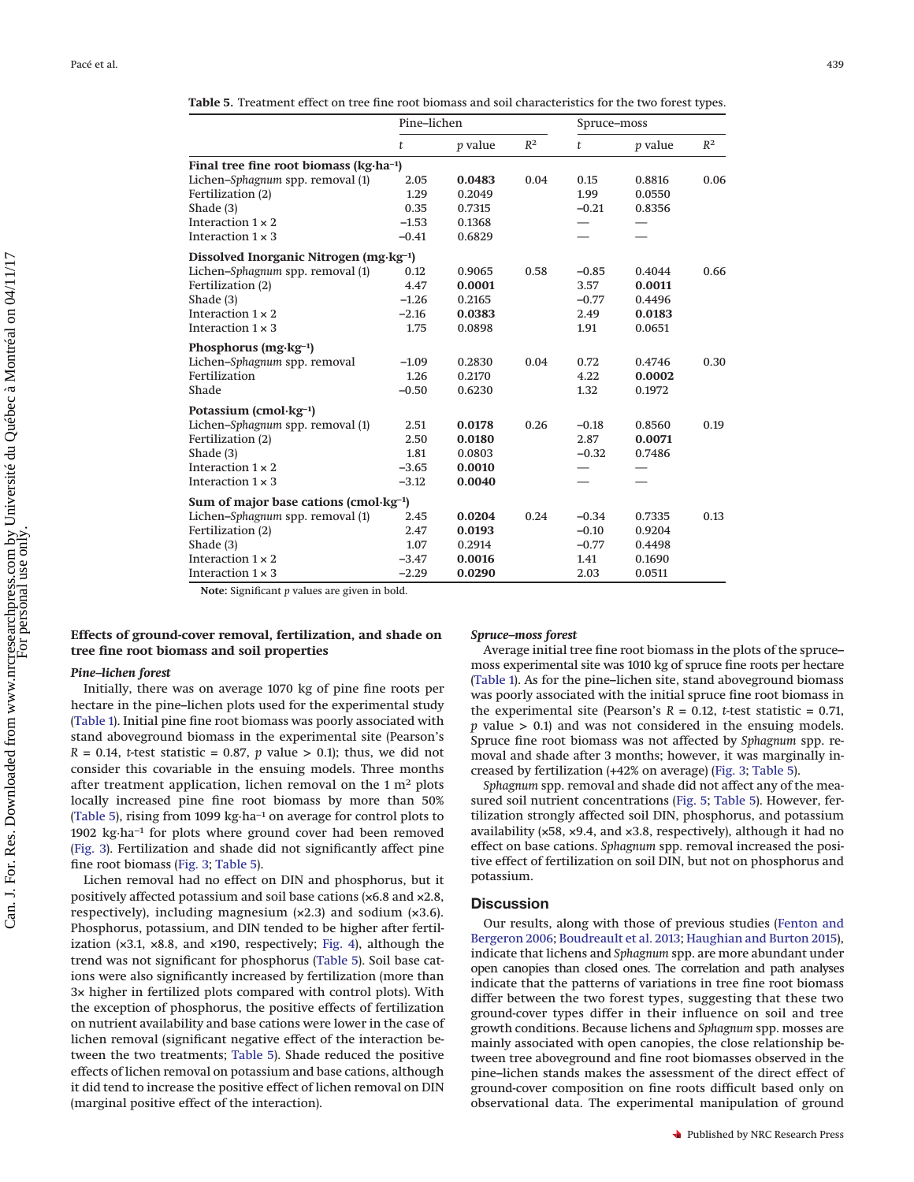**Table 5.** Treatment effect on tree fine root biomass and soil characteristics for the two forest types.

| | Pine–lichen | | | Spruce–moss | | |
|---|---|---|---|---|---|---|
| | *t* | *p* value | $R^2$ | *t* | *p* value | $R^2$ |
| **Final tree fine root biomass (kg·ha⁻¹)** | | | | | | |
| Lichen–*Sphagnum* spp. removal (1) | 2.05 | **0.0483** | 0.04 | 0.15 | 0.8816 | 0.06 |
| Fertilization (2) | 1.29 | 0.2049 | | 1.99 | 0.0550 | |
| Shade (3) | 0.35 | 0.7315 | | −0.21 | 0.8356 | |
| Interaction 1 × 2 | −1.53 | 0.1368 | | — | — | |
| Interaction 1 × 3 | −0.41 | 0.6829 | | — | — | |
| **Dissolved Inorganic Nitrogen (mg·kg⁻¹)** | | | | | | |
| Lichen–*Sphagnum* spp. removal (1) | 0.12 | 0.9065 | 0.58 | −0.85 | 0.4044 | 0.66 |
| Fertilization (2) | 4.47 | **0.0001** | | 3.57 | **0.0011** | |
| Shade (3) | −1.26 | 0.2165 | | −0.77 | 0.4496 | |
| Interaction 1 × 2 | −2.16 | **0.0383** | | 2.49 | **0.0183** | |
| Interaction 1 × 3 | 1.75 | 0.0898 | | 1.91 | 0.0651 | |
| **Phosphorus (mg·kg⁻¹)** | | | | | | |
| Lichen–*Sphagnum* spp. removal | −1.09 | 0.2830 | 0.04 | 0.72 | 0.4746 | 0.30 |
| Fertilization | 1.26 | 0.2170 | | 4.22 | **0.0002** | |
| Shade | −0.50 | 0.6230 | | 1.32 | 0.1972 | |
| **Potassium (cmol·kg⁻¹)** | | | | | | |
| Lichen–*Sphagnum* spp. removal (1) | 2.51 | **0.0178** | 0.26 | −0.18 | 0.8560 | 0.19 |
| Fertilization (2) | 2.50 | **0.0180** | | 2.87 | **0.0071** | |
| Shade (3) | 1.81 | 0.0803 | | −0.32 | 0.7486 | |
| Interaction 1 × 2 | −3.65 | **0.0010** | | — | — | |
| Interaction 1 × 3 | −3.12 | **0.0040** | | — | — | |
| **Sum of major base cations (cmol·kg⁻¹)** | | | | | | |
| Lichen–*Sphagnum* spp. removal (1) | 2.45 | **0.0204** | 0.24 | −0.34 | 0.7335 | 0.13 |
| Fertilization (2) | 2.47 | **0.0193** | | −0.10 | 0.9204 | |
| Shade (3) | 1.07 | 0.2914 | | −0.77 | 0.4498 | |
| Interaction 1 × 2 | −3.47 | **0.0016** | | 1.41 | 0.1690 | |
| Interaction 1 × 3 | −2.29 | **0.0290** | | 2.03 | 0.0511 | |

**Note:** Significant *p* values are given in bold.

## Effects of ground-cover removal, fertilization, and shade on tree fine root biomass and soil properties

### *Pine–lichen forest*

Initially, there was on average 1070 kg of pine fine roots per hectare in the pine–lichen plots used for the experimental study (Table 1). Initial pine fine root biomass was poorly associated with stand aboveground biomass in the experimental site (Pearson's $R = 0.14$, *t*-test statistic = 0.87, *p* value > 0.1); thus, we did not consider this covariable in the ensuing models. Three months after treatment application, lichen removal on the 1 $m^2$ plots locally increased pine fine root biomass by more than 50% (Table 5), rising from 1099 kg·ha⁻¹ on average for control plots to 1902 kg·ha⁻¹ for plots where ground cover had been removed (Fig. 3). Fertilization and shade did not significantly affect pine fine root biomass (Fig. 3; Table 5).

Lichen removal had no effect on DIN and phosphorus, but it positively affected potassium and soil base cations (×6.8 and ×2.8, respectively), including magnesium (×2.3) and sodium (×3.6). Phosphorus, potassium, and DIN tended to be higher after fertilization (×3.1, ×8.8, and ×190, respectively; Fig. 4), although the trend was not significant for phosphorus (Table 5). Soil base cations were also significantly increased by fertilization (more than 3× higher in fertilized plots compared with control plots). With the exception of phosphorus, the positive effects of fertilization on nutrient availability and base cations were lower in the case of lichen removal (significant negative effect of the interaction between the two treatments; Table 5). Shade reduced the positive effects of lichen removal on potassium and base cations, although it did tend to increase the positive effect of lichen removal on DIN (marginal positive effect of the interaction).

### *Spruce–moss forest*

Average initial tree fine root biomass in the plots of the spruce–moss experimental site was 1010 kg of spruce fine roots per hectare (Table 1). As for the pine–lichen site, stand aboveground biomass was poorly associated with the initial spruce fine root biomass in the experimental site (Pearson's $R = 0.12$, *t*-test statistic = 0.71, *p* value > 0.1) and was not considered in the ensuing models. Spruce fine root biomass was not affected by *Sphagnum* spp. removal and shade after 3 months; however, it was marginally increased by fertilization (+42% on average) (Fig. 3; Table 5).

*Sphagnum* spp. removal and shade did not affect any of the measured soil nutrient concentrations (Fig. 5; Table 5). However, fertilization strongly affected soil DIN, phosphorus, and potassium availability (×58, ×9.4, and ×3.8, respectively), although it had no effect on base cations. *Sphagnum* spp. removal increased the positive effect of fertilization on soil DIN, but not on phosphorus and potassium.

## Discussion

Our results, along with those of previous studies (Fenton and Bergeron 2006; Boudreault et al. 2013; Haughian and Burton 2015), indicate that lichens and *Sphagnum* spp. are more abundant under open canopies than closed ones. The correlation and path analyses indicate that the patterns of variations in tree fine root biomass differ between the two forest types, suggesting that these two ground-cover types differ in their influence on soil and tree growth conditions. Because lichens and *Sphagnum* spp. mosses are mainly associated with open canopies, the close relationship between tree aboveground and fine root biomasses observed in the pine–lichen stands makes the assessment of the direct effect of ground-cover composition on fine roots difficult based only on observational data. The experimental manipulation of ground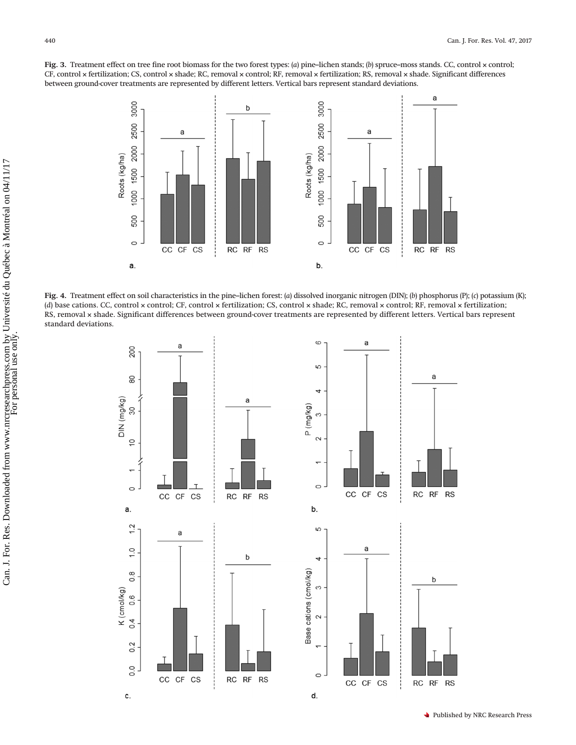**Fig. 3.** Treatment effect on tree fine root biomass for the two forest types: (*a*) pine–lichen stands; (*b*) spruce–moss stands. CC, control × control; CF, control × fertilization; CS, control × shade; RC, removal × control; RF, removal × fertilization; RS, removal × shade. Significant differences between ground-cover treatments are represented by different letters. Vertical bars represent standard deviations.

**Fig. 4.** Treatment effect on soil characteristics in the pine–lichen forest: (*a*) dissolved inorganic nitrogen (DIN); (*b*) phosphorus (P); (*c*) potassium (K); (*d*) base cations. CC, control × control; CF, control × fertilization; CS, control × shade; RC, removal × control; RF, removal × fertilization; RS, removal × shade. Significant differences between ground-cover treatments are represented by different letters. Vertical bars represent standard deviations.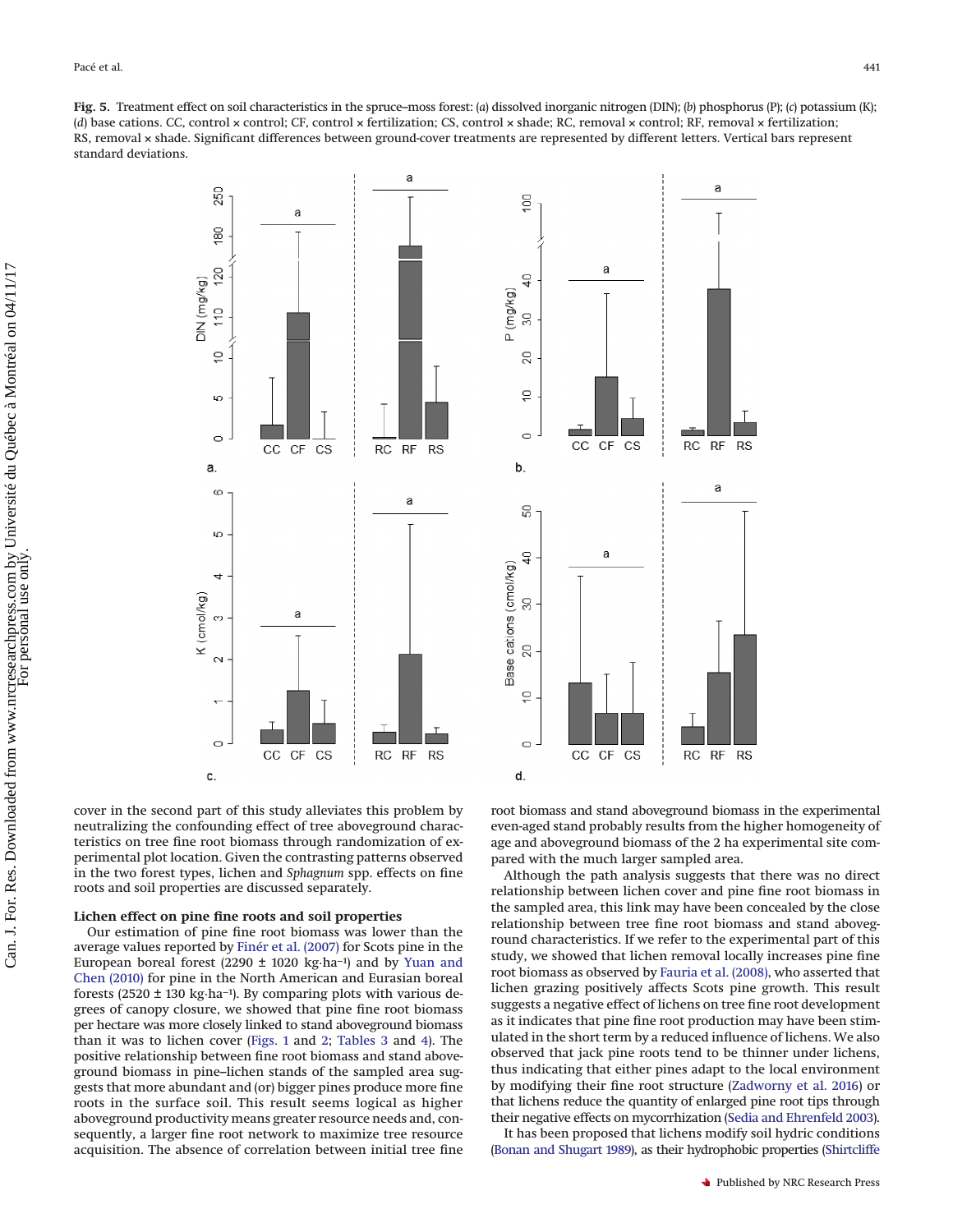**Fig. 5.** Treatment effect on soil characteristics in the spruce–moss forest: (*a*) dissolved inorganic nitrogen (DIN); (*b*) phosphorus (P); (*c*) potassium (K); (*d*) base cations. CC, control × control; CF, control × fertilization; CS, control × shade; RC, removal × control; RF, removal × fertilization; RS, removal × shade. Significant differences between ground-cover treatments are represented by different letters. Vertical bars represent standard deviations.

cover in the second part of this study alleviates this problem by neutralizing the confounding effect of tree aboveground characteristics on tree fine root biomass through randomization of experimental plot location. Given the contrasting patterns observed in the two forest types, lichen and *Sphagnum* spp. effects on fine roots and soil properties are discussed separately.

### Lichen effect on pine fine roots and soil properties

Our estimation of pine fine root biomass was lower than the average values reported by Finér et al. (2007) for Scots pine in the European boreal forest (2290 ± 1020 kg·ha$^{-1}$) and by Yuan and Chen (2010) for pine in the North American and Eurasian boreal forests (2520 ± 130 kg·ha$^{-1}$). By comparing plots with various degrees of canopy closure, we showed that pine fine root biomass per hectare was more closely linked to stand aboveground biomass than it was to lichen cover (Figs. 1 and 2; Tables 3 and 4). The positive relationship between fine root biomass and stand aboveground biomass in pine–lichen stands of the sampled area suggests that more abundant and (or) bigger pines produce more fine roots in the surface soil. This result seems logical as higher aboveground productivity means greater resource needs and, consequently, a larger fine root network to maximize tree resource acquisition. The absence of correlation between initial tree fine root biomass and stand aboveground biomass in the experimental even-aged stand probably results from the higher homogeneity of age and aboveground biomass of the 2 ha experimental site compared with the much larger sampled area.

Although the path analysis suggests that there was no direct relationship between lichen cover and pine fine root biomass in the sampled area, this link may have been concealed by the close relationship between tree fine root biomass and stand aboveground characteristics. If we refer to the experimental part of this study, we showed that lichen removal locally increases pine fine root biomass as observed by Fauria et al. (2008), who asserted that lichen grazing positively affects Scots pine growth. This result suggests a negative effect of lichens on tree fine root development as it indicates that pine fine root production may have been stimulated in the short term by a reduced influence of lichens. We also observed that jack pine roots tend to be thinner under lichens, thus indicating that either pines adapt to the local environment by modifying their fine root structure (Zadworny et al. 2016) or that lichens reduce the quantity of enlarged pine root tips through their negative effects on mycorrhization (Sedia and Ehrenfeld 2003).

It has been proposed that lichens modify soil hydric conditions (Bonan and Shugart 1989), as their hydrophobic properties (Shirtcliffe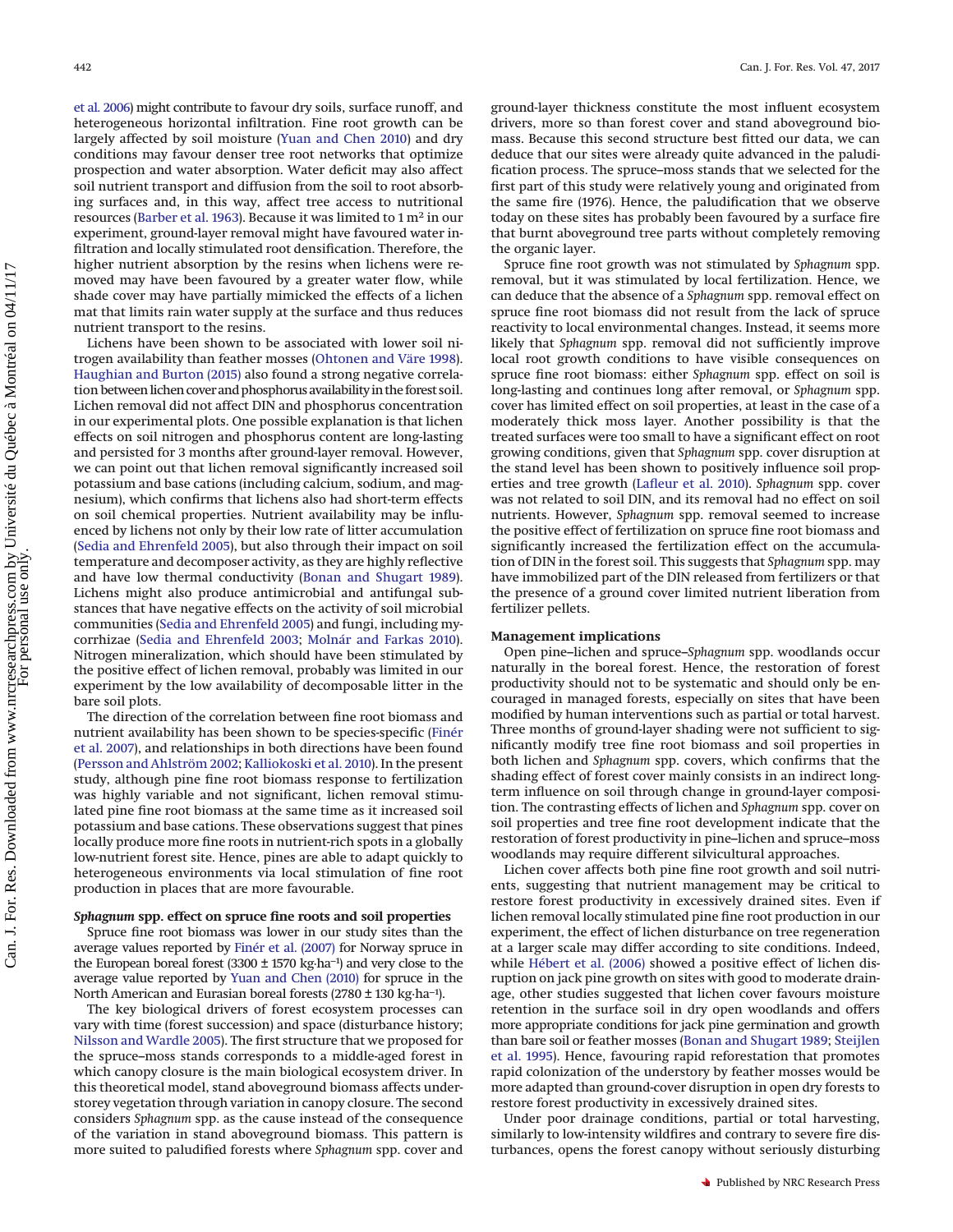et al. 2006) might contribute to favour dry soils, surface runoff, and heterogeneous horizontal infiltration. Fine root growth can be largely affected by soil moisture (Yuan and Chen 2010) and dry conditions may favour denser tree root networks that optimize prospection and water absorption. Water deficit may also affect soil nutrient transport and diffusion from the soil to root absorbing surfaces and, in this way, affect tree access to nutritional resources (Barber et al. 1963). Because it was limited to 1 $m^2$ in our experiment, ground-layer removal might have favoured water infiltration and locally stimulated root densification. Therefore, the higher nutrient absorption by the resins when lichens were removed may have been favoured by a greater water flow, while shade cover may have partially mimicked the effects of a lichen mat that limits rain water supply at the surface and thus reduces nutrient transport to the resins.

Lichens have been shown to be associated with lower soil nitrogen availability than feather mosses (Ohtonen and Väre 1998). Haughian and Burton (2015) also found a strong negative correlation between lichen cover and phosphorus availability in the forest soil. Lichen removal did not affect DIN and phosphorus concentration in our experimental plots. One possible explanation is that lichen effects on soil nitrogen and phosphorus content are long-lasting and persisted for 3 months after ground-layer removal. However, we can point out that lichen removal significantly increased soil potassium and base cations (including calcium, sodium, and magnesium), which confirms that lichens also had short-term effects on soil chemical properties. Nutrient availability may be influenced by lichens not only by their low rate of litter accumulation (Sedia and Ehrenfeld 2005), but also through their impact on soil temperature and decomposer activity, as they are highly reflective and have low thermal conductivity (Bonan and Shugart 1989). Lichens might also produce antimicrobial and antifungal substances that have negative effects on the activity of soil microbial communities (Sedia and Ehrenfeld 2005) and fungi, including mycorrhizae (Sedia and Ehrenfeld 2003; Molnár and Farkas 2010). Nitrogen mineralization, which should have been stimulated by the positive effect of lichen removal, probably was limited in our experiment by the low availability of decomposable litter in the bare soil plots.

The direction of the correlation between fine root biomass and nutrient availability has been shown to be species-specific (Finér et al. 2007), and relationships in both directions have been found (Persson and Ahlström 2002; Kalliokoski et al. 2010). In the present study, although pine fine root biomass response to fertilization was highly variable and not significant, lichen removal stimulated pine fine root biomass at the same time as it increased soil potassium and base cations. These observations suggest that pines locally produce more fine roots in nutrient-rich spots in a globally low-nutrient forest site. Hence, pines are able to adapt quickly to heterogeneous environments via local stimulation of fine root production in places that are more favourable.

### *Sphagnum* spp. effect on spruce fine roots and soil properties

Spruce fine root biomass was lower in our study sites than the average values reported by Finér et al. (2007) for Norway spruce in the European boreal forest (3300 ± 1570 kg·ha$^{-1}$) and very close to the average value reported by Yuan and Chen (2010) for spruce in the North American and Eurasian boreal forests (2780 ± 130 kg·ha$^{-1}$).

The key biological drivers of forest ecosystem processes can vary with time (forest succession) and space (disturbance history; Nilsson and Wardle 2005). The first structure that we proposed for the spruce–moss stands corresponds to a middle-aged forest in which canopy closure is the main biological ecosystem driver. In this theoretical model, stand aboveground biomass affects understorey vegetation through variation in canopy closure. The second considers *Sphagnum* spp. as the cause instead of the consequence of the variation in stand aboveground biomass. This pattern is more suited to paludified forests where *Sphagnum* spp. cover and ground-layer thickness constitute the most influent ecosystem drivers, more so than forest cover and stand aboveground biomass. Because this second structure best fitted our data, we can deduce that our sites were already quite advanced in the paludification process. The spruce–moss stands that we selected for the first part of this study were relatively young and originated from the same fire (1976). Hence, the paludification that we observe today on these sites has probably been favoured by a surface fire that burnt aboveground tree parts without completely removing the organic layer.

Spruce fine root growth was not stimulated by *Sphagnum* spp. removal, but it was stimulated by local fertilization. Hence, we can deduce that the absence of a *Sphagnum* spp. removal effect on spruce fine root biomass did not result from the lack of spruce reactivity to local environmental changes. Instead, it seems more likely that *Sphagnum* spp. removal did not sufficiently improve local root growth conditions to have visible consequences on spruce fine root biomass: either *Sphagnum* spp. effect on soil is long-lasting and continues long after removal, or *Sphagnum* spp. cover has limited effect on soil properties, at least in the case of a moderately thick moss layer. Another possibility is that the treated surfaces were too small to have a significant effect on root growing conditions, given that *Sphagnum* spp. cover disruption at the stand level has been shown to positively influence soil properties and tree growth (Lafleur et al. 2010). *Sphagnum* spp. cover was not related to soil DIN, and its removal had no effect on soil nutrients. However, *Sphagnum* spp. removal seemed to increase the positive effect of fertilization on spruce fine root biomass and significantly increased the fertilization effect on the accumulation of DIN in the forest soil. This suggests that *Sphagnum* spp. may have immobilized part of the DIN released from fertilizers or that the presence of a ground cover limited nutrient liberation from fertilizer pellets.

### Management implications

Open pine–lichen and spruce–*Sphagnum* spp. woodlands occur naturally in the boreal forest. Hence, the restoration of forest productivity should not to be systematic and should only be encouraged in managed forests, especially on sites that have been modified by human interventions such as partial or total harvest. Three months of ground-layer shading were not sufficient to significantly modify tree fine root biomass and soil properties in both lichen and *Sphagnum* spp. covers, which confirms that the shading effect of forest cover mainly consists in an indirect long-term influence on soil through change in ground-layer composition. The contrasting effects of lichen and *Sphagnum* spp. cover on soil properties and tree fine root development indicate that the restoration of forest productivity in pine–lichen and spruce–moss woodlands may require different silvicultural approaches.

Lichen cover affects both pine fine root growth and soil nutrients, suggesting that nutrient management may be critical to restore forest productivity in excessively drained sites. Even if lichen removal locally stimulated pine fine root production in our experiment, the effect of lichen disturbance on tree regeneration at a larger scale may differ according to site conditions. Indeed, while Hébert et al. (2006) showed a positive effect of lichen disruption on jack pine growth on sites with good to moderate drainage, other studies suggested that lichen cover favours moisture retention in the surface soil in dry open woodlands and offers more appropriate conditions for jack pine germination and growth than bare soil or feather mosses (Bonan and Shugart 1989; Steijlen et al. 1995). Hence, favouring rapid reforestation that promotes rapid colonization of the understory by feather mosses would be more adapted than ground-cover disruption in open dry forests to restore forest productivity in excessively drained sites.

Under poor drainage conditions, partial or total harvesting, similarly to low-intensity wildfires and contrary to severe fire disturbances, opens the forest canopy without seriously disturbing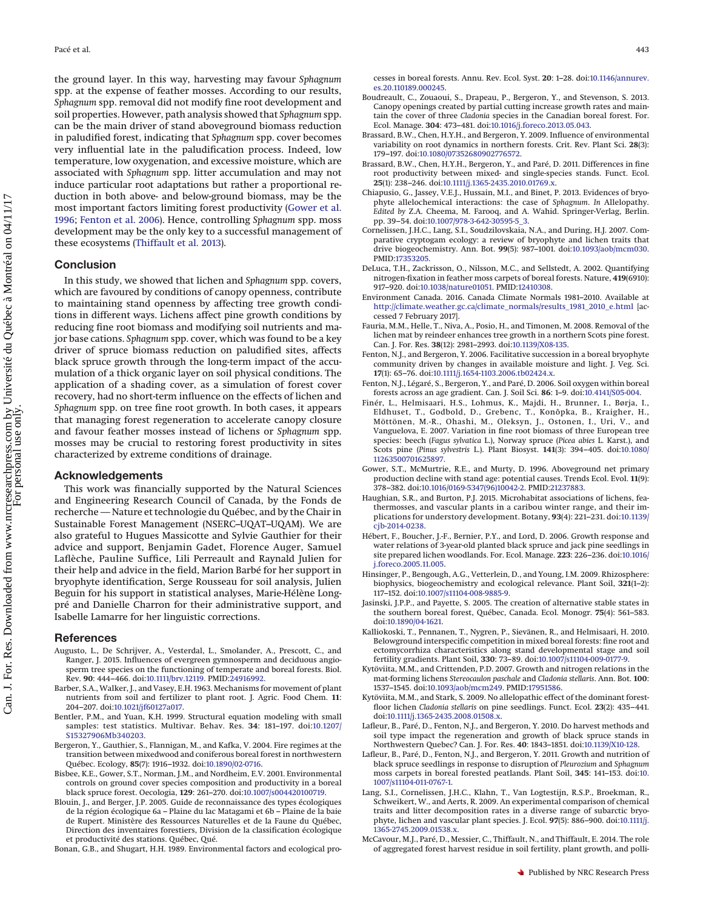the ground layer. In this way, harvesting may favour *Sphagnum* spp. at the expense of feather mosses. According to our results, *Sphagnum* spp. removal did not modify fine root development and soil properties. However, path analysis showed that *Sphagnum* spp. can be the main driver of stand aboveground biomass reduction in paludified forest, indicating that *Sphagnum* spp. cover becomes very influential late in the paludification process. Indeed, low temperature, low oxygenation, and excessive moisture, which are associated with *Sphagnum* spp. litter accumulation and may not induce particular root adaptations but rather a proportional reduction in both above- and below-ground biomass, may be the most important factors limiting forest productivity (Gower et al. 1996; Fenton et al. 2006). Hence, controlling *Sphagnum* spp. moss development may be the only key to a successful management of these ecosystems (Thiffault et al. 2013).

## Conclusion

In this study, we showed that lichen and *Sphagnum* spp. covers, which are favoured by conditions of canopy openness, contribute to maintaining stand openness by affecting tree growth conditions in different ways. Lichens affect pine growth conditions by reducing fine root biomass and modifying soil nutrients and major base cations. *Sphagnum* spp. cover, which was found to be a key driver of spruce biomass reduction on paludified sites, affects black spruce growth through the long-term impact of the accumulation of a thick organic layer on soil physical conditions. The application of a shading cover, as a simulation of forest cover recovery, had no short-term influence on the effects of lichen and *Sphagnum* spp. on tree fine root growth. In both cases, it appears that managing forest regeneration to accelerate canopy closure and favour feather mosses instead of lichens or *Sphagnum* spp. mosses may be crucial to restoring forest productivity in sites characterized by extreme conditions of drainage.

## Acknowledgements

This work was financially supported by the Natural Sciences and Engineering Research Council of Canada, by the Fonds de recherche — Nature et technologie du Québec, and by the Chair in Sustainable Forest Management (NSERC–UQAT–UQAM). We are also grateful to Hugues Massicotte and Sylvie Gauthier for their advice and support, Benjamin Gadet, Florence Auger, Samuel Laflèche, Pauline Suffice, Lili Perreault and Raynald Julien for their help and advice in the field, Marion Barbé for her support in bryophyte identification, Serge Rousseau for soil analysis, Julien Beguin for his support in statistical analyses, Marie-Hélène Longpré and Danielle Charron for their administrative support, and Isabelle Lamarre for her linguistic corrections.

## References

Augusto, L., De Schrijver, A., Vesterdal, L., Smolander, A., Prescott, C., and Ranger, J. 2015. Influences of evergreen gymnosperm and deciduous angiosperm tree species on the functioning of temperate and boreal forests. Biol. Rev. **90**: 444–466. doi:10.1111/brv.12119. PMID:24916992.

Barber, S.A., Walker, J., and Vasey, E.H. 1963. Mechanisms for movement of plant nutrients from soil and fertilizer to plant root. J. Agric. Food Chem. **11**: 204–207. doi:10.1021/jf60127a017.

Bentler, P.M., and Yuan, K.H. 1999. Structural equation modeling with small samples: test statistics. Multivar. Behav. Res. **34**: 181–197. doi:10.1207/S15327906Mb340203.

Bergeron, Y., Gauthier, S., Flannigan, M., and Kafka, V. 2004. Fire regimes at the transition between mixedwood and coniferous boreal forest in northwestern Québec. Ecology, **85**(7): 1916–1932. doi:10.1890/02-0716.

Bisbee, K.E., Gower, S.T., Norman, J.M., and Nordheim, E.V. 2001. Environmental controls on ground cover species composition and productivity in a boreal black spruce forest. Oecologia, **129**: 261–270. doi:10.1007/s004420100719.

Blouin, J., and Berger, J.P. 2005. Guide de reconnaissance des types écologiques de la région écologique 6a – Plaine du lac Matagami et 6b – Plaine de la baie de Rupert. Ministère des Ressources Naturelles et de la Faune du Québec, Direction des inventaires forestiers, Division de la classification écologique et productivité des stations. Québec, Qué.

Bonan, G.B., and Shugart, H.H. 1989. Environmental factors and ecological processes in boreal forests. Annu. Rev. Ecol. Syst. **20**: 1–28. doi:10.1146/annurev.es.20.110189.000245.

Boudreault, C., Zouaoui, S., Drapeau, P., Bergeron, Y., and Stevenson, S. 2013. Canopy openings created by partial cutting increase growth rates and maintain the cover of three *Cladonia* species in the Canadian boreal forest. For. Ecol. Manage. **304**: 473–481. doi:10.1016/j.foreco.2013.05.043.

Brassard, B.W., Chen, H.Y.H., and Bergeron, Y. 2009. Influence of environmental variability on root dynamics in northern forests. Crit. Rev. Plant Sci. **28**(3): 179–197. doi:10.1080/07352680902776572.

Brassard, B.W., Chen, H.Y.H., Bergeron, Y., and Paré, D. 2011. Differences in fine root productivity between mixed- and single-species stands. Funct. Ecol. **25**(1): 238–246. doi:10.1111/j.1365-2435.2010.01769.x.

Chiapusio, G., Jassey, V.E.J., Hussain, M.I., and Binet, P. 2013. Evidences of bryophyte allelochemical interactions: the case of *Sphagnum*. *In* Allelopathy. *Edited by* Z.A. Cheema, M. Farooq, and A. Wahid. Springer-Verlag, Berlin. pp. 39–54. doi:10.1007/978-3-642-30595-5_3.

Cornelissen, J.H.C., Lang, S.I., Soudzilovskaia, N.A., and During, H.J. 2007. Comparative cryptogam ecology: a review of bryophyte and lichen traits that drive biogeochemistry. Ann. Bot. **99**(5): 987–1001. doi:10.1093/aob/mcm030. PMID:17353205.

DeLuca, T.H., Zackrisson, O., Nilsson, M.C., and Sellstedt, A. 2002. Quantifying nitrogen-fixation in feather moss carpets of boreal forests. Nature, **419**(6910): 917–920. doi:10.1038/nature01051. PMID:12410308.

Environment Canada. 2016. Canada Climate Normals 1981–2010. Available at http://climate.weather.gc.ca/climate_normals/results_1981_2010_e.html [accessed 7 February 2017].

Fauria, M.M., Helle, T., Niva, A., Posio, H., and Timonen, M. 2008. Removal of the lichen mat by reindeer enhances tree growth in a northern Scots pine forest. Can. J. For. Res. **38**(12): 2981–2993. doi:10.1139/X08-135.

Fenton, N.J., and Bergeron, Y. 2006. Facilitative succession in a boreal bryophyte community driven by changes in available moisture and light. J. Veg. Sci. **17**(1): 65–76. doi:10.1111/j.1654-1103.2006.tb02424.x.

Fenton, N.J., Légaré, S., Bergeron, Y., and Paré, D. 2006. Soil oxygen within boreal forests across an age gradient. Can. J. Soil Sci. **86**: 1–9. doi:10.4141/S05-004.

Finér, L., Helmisaari, H.S., Lohmus, K., Majdi, H., Brunner, I., Børja, I., Eldhuset, T., Godbold, D., Grebenc, T., Konôpka, B., Kraigher, H., Möttönen, M.-R., Ohashi, M., Oleksyn, J., Ostonen, I., Uri, V., and Vanguelova, E. 2007. Variation in fine root biomass of three European tree species: beech (*Fagus sylvatica* L.), Norway spruce (*Picea abies* L. Karst.), and Scots pine (*Pinus sylvestris* L.). Plant Biosyst. **141**(3): 394–405. doi:10.1080/11263500701625897.

Gower, S.T., McMurtrie, R.E., and Murty, D. 1996. Aboveground net primary production decline with stand age: potential causes. Trends Ecol. Evol. **11**(9): 378–382. doi:10.1016/0169-5347(96)10042-2. PMID:21237883.

Haughian, S.R., and Burton, P.J. 2015. Microhabitat associations of lichens, feathermosses, and vascular plants in a caribou winter range, and their implications for understory development. Botany, **93**(4): 221–231. doi:10.1139/cjb-2014-0238.

Hébert, F., Boucher, J.-F., Bernier, P.Y., and Lord, D. 2006. Growth response and water relations of 3-year-old planted black spruce and jack pine seedlings in site prepared lichen woodlands. For. Ecol. Manage. **223**: 226–236. doi:10.1016/j.foreco.2005.11.005.

Hinsinger, P., Bengough, A.G., Vetterlein, D., and Young, I.M. 2009. Rhizosphere: biophysics, biogeochemistry and ecological relevance. Plant Soil, **321**(1–2): 117–152. doi:10.1007/s11104-008-9885-9.

Jasinski, J.P.P., and Payette, S. 2005. The creation of alternative stable states in the southern boreal forest, Québec, Canada. Ecol. Monogr. **75**(4): 561–583. doi:10.1890/04-1621.

Kalliokoski, T., Pennanen, T., Nygren, P., Sievänen, R., and Helmisaari, H. 2010. Belowground interspecific competition in mixed boreal forests: fine root and ectomycorrhiza characteristics along stand developmental stage and soil fertility gradients. Plant Soil, **330**: 73–89. doi:10.1007/s11104-009-0177-9.

Kytöviita, M.M., and Crittenden, P.D. 2007. Growth and nitrogen relations in the mat-forming lichens *Stereocaulon paschale* and *Cladonia stellaris*. Ann. Bot. **100**: 1537–1545. doi:10.1093/aob/mcm249. PMID:17951586.

Kytöviita, M.M., and Stark, S. 2009. No allelopathic effect of the dominant forest-floor lichen *Cladonia stellaris* on pine seedlings. Funct. Ecol. **23**(2): 435–441. doi:10.1111/j.1365-2435.2008.01508.x.

Lafleur, B., Paré, D., Fenton, N.J., and Bergeron, Y. 2010. Do harvest methods and soil type impact the regeneration and growth of black spruce stands in Northwestern Quebec? Can. J. For. Res. **40**: 1843–1851. doi:10.1139/X10-128.

Lafleur, B., Paré, D., Fenton, N.J., and Bergeron, Y. 2011. Growth and nutrition of black spruce seedlings in response to disruption of *Pleurozium* and *Sphagnum* moss carpets in boreal forested peatlands. Plant Soil, **345**: 141–153. doi:10.1007/s11104-011-0767-1.

Lang, S.I., Cornelissen, J.H.C., Klahn, T., Van Logtestijn, R.S.P., Broekman, R., Schweikert, W., and Aerts, R. 2009. An experimental comparison of chemical traits and litter decomposition rates in a diverse range of subarctic bryophyte, lichen and vascular plant species. J. Ecol. **97**(5): 886–900. doi:10.1111/j.1365-2745.2009.01538.x.

McCavour, M.J., Paré, D., Messier, C., Thiffault, N., and Thiffault, E. 2014. The role of aggregated forest harvest residue in soil fertility, plant growth, and polli-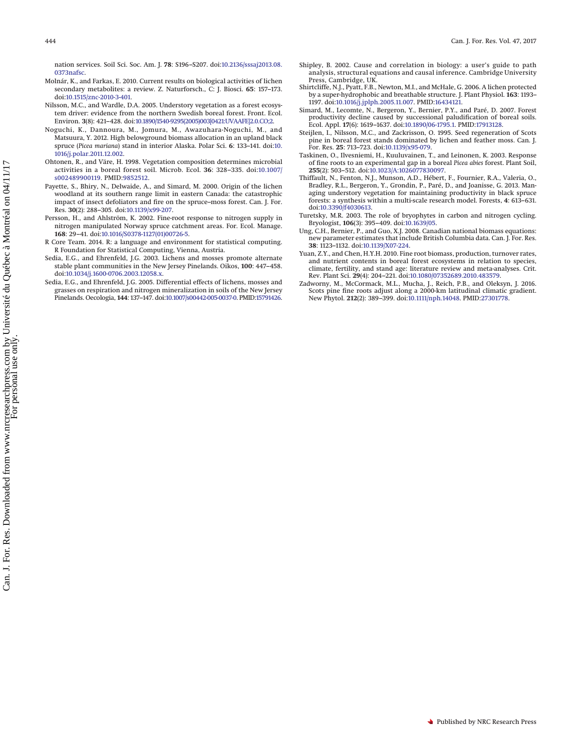nation services. Soil Sci. Soc. Am. J. **78**: S196–S207. doi:10.2136/sssaj2013.08.0373nafsc.

Molnár, K., and Farkas, E. 2010. Current results on biological activities of lichen secondary metabolites: a review. Z. Naturforsch., C: J. Biosci. **65**: 157–173. doi:10.1515/znc-2010-3-401.

Nilsson, M.C., and Wardle, D.A. 2005. Understory vegetation as a forest ecosystem driver: evidence from the northern Swedish boreal forest. Front. Ecol. Environ. **3**(8): 421–428. doi:10.1890/1540-9295(2005)003[0421:UVAAFE]2.0.CO;2.

Noguchi, K., Dannoura, M., Jomura, M., Awazuhara-Noguchi, M., and Matsuura, Y. 2012. High belowground biomass allocation in an upland black spruce (*Picea mariana*) stand in interior Alaska. Polar Sci. **6**: 133–141. doi:10.1016/j.polar.2011.12.002.

Ohtonen, R., and Väre, H. 1998. Vegetation composition determines microbial activities in a boreal forest soil. Microb. Ecol. **36**: 328–335. doi:10.1007/s002489900119. PMID:9852512.

Payette, S., Bhiry, N., Delwaide, A., and Simard, M. 2000. Origin of the lichen woodland at its southern range limit in eastern Canada: the catastrophic impact of insect defoliators and fire on the spruce–moss forest. Can. J. For. Res. **30**(2): 288–305. doi:10.1139/x99-207.

Persson, H., and Ahlström, K. 2002. Fine-root response to nitrogen supply in nitrogen manipulated Norway spruce catchment areas. For. Ecol. Manage. **168**: 29–41. doi:10.1016/S0378-1127(01)00726-5.

R Core Team. 2014. R: a language and environment for statistical computing. R Foundation for Statistical Computing, Vienna, Austria.

Sedia, E.G., and Ehrenfeld, J.G. 2003. Lichens and mosses promote alternate stable plant communities in the New Jersey Pinelands. Oikos, **100**: 447–458. doi:10.1034/j.1600-0706.2003.12058.x.

Sedia, E.G., and Ehrenfeld, J.G. 2005. Differential effects of lichens, mosses and grasses on respiration and nitrogen mineralization in soils of the New Jersey Pinelands. Oecologia, **144**: 137–147. doi:10.1007/s00442-005-0037-0. PMID:15791426.

Shipley, B. 2002. Cause and correlation in biology: a user's guide to path analysis, structural equations and causal inference. Cambridge University Press, Cambridge, UK.

Shirtcliffe, N.J., Pyatt, F.B., Newton, M.I., and McHale, G. 2006. A lichen protected by a super-hydrophobic and breathable structure. J. Plant Physiol. **163**: 1193–1197. doi:10.1016/j.jplph.2005.11.007. PMID:16434121.

Simard, M., Lecomte, N., Bergeron, Y., Bernier, P.Y., and Paré, D. 2007. Forest productivity decline caused by successional paludification of boreal soils. Ecol. Appl. **17**(6): 1619–1637. doi:10.1890/06-1795.1. PMID:17913128.

Steijlen, I., Nilsson, M.C., and Zackrisson, O. 1995. Seed regeneration of Scots pine in boreal forest stands dominated by lichen and feather moss. Can. J. For. Res. **25**: 713–723. doi:10.1139/x95-079.

Taskinen, O., Ilvesniemi, H., Kuuluvainen, T., and Leinonen, K. 2003. Response of fine roots to an experimental gap in a boreal *Picea abies* forest. Plant Soil, **255**(2): 503–512. doi:10.1023/A:1026077830097.

Thiffault, N., Fenton, N.J., Munson, A.D., Hébert, F., Fournier, R.A., Valeria, O., Bradley, R.L., Bergeron, Y., Grondin, P., Paré, D., and Joanisse, G. 2013. Managing understory vegetation for maintaining productivity in black spruce forests: a synthesis within a multi-scale research model. Forests, **4**: 613–631. doi:10.3390/f4030613.

Turetsky, M.R. 2003. The role of bryophytes in carbon and nitrogen cycling. Bryologist, **106**(3): 395–409. doi:10.1639/05.

Ung, C.H., Bernier, P., and Guo, X.J. 2008. Canadian national biomass equations: new parameter estimates that include British Columbia data. Can. J. For. Res. **38**: 1123–1132. doi:10.1139/X07-224.

Yuan, Z.Y., and Chen, H.Y.H. 2010. Fine root biomass, production, turnover rates, and nutrient contents in boreal forest ecosystems in relation to species, climate, fertility, and stand age: literature review and meta-analyses. Crit. Rev. Plant Sci. **29**(4): 204–221. doi:10.1080/07352689.2010.483579.

Zadworny, M., McCormack, M.L., Mucha, J., Reich, P.B., and Oleksyn, J. 2016. Scots pine fine roots adjust along a 2000-km latitudinal climatic gradient. New Phytol. **212**(2): 389–399. doi:10.1111/nph.14048. PMID:27301778.